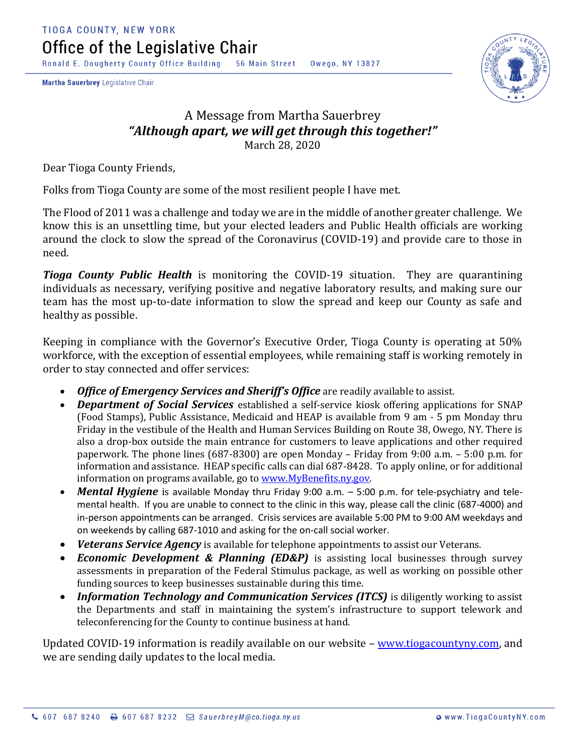TIOGA COUNTY, NEW YORK

# Office of the Legislative Chair

Ronald E. Dougherty County Office Building 56 Main Street Owego, NY 13827

**Martha Sauerbrey** Legislative Chair

## A Message from Martha Sauerbrey
### *"Although apart, we will get through this together!"*

March 28, 2020

Dear Tioga County Friends,

Folks from Tioga County are some of the most resilient people I have met.

The Flood of 2011 was a challenge and today we are in the middle of another greater challenge. We know this is an unsettling time, but your elected leaders and Public Health officials are working around the clock to slow the spread of the Coronavirus (COVID-19) and provide care to those in need.

***Tioga County Public Health*** is monitoring the COVID-19 situation. They are quarantining individuals as necessary, verifying positive and negative laboratory results, and making sure our team has the most up-to-date information to slow the spread and keep our County as safe and healthy as possible.

Keeping in compliance with the Governor's Executive Order, Tioga County is operating at 50% workforce, with the exception of essential employees, while remaining staff is working remotely in order to stay connected and offer services:

- ***Office of Emergency Services and Sheriff's Office*** are readily available to assist.
- ***Department of Social Services*** established a self-service kiosk offering applications for SNAP (Food Stamps), Public Assistance, Medicaid and HEAP is available from 9 am - 5 pm Monday thru Friday in the vestibule of the Health and Human Services Building on Route 38, Owego, NY. There is also a drop-box outside the main entrance for customers to leave applications and other required paperwork. The phone lines (687-8300) are open Monday – Friday from 9:00 a.m. – 5:00 p.m. for information and assistance. HEAP specific calls can dial 687-8428. To apply online, or for additional information on programs available, go to www.MyBenefits.ny.gov.
- ***Mental Hygiene*** is available Monday thru Friday 9:00 a.m. – 5:00 p.m. for tele-psychiatry and tele-mental health. If you are unable to connect to the clinic in this way, please call the clinic (687-4000) and in-person appointments can be arranged. Crisis services are available 5:00 PM to 9:00 AM weekdays and on weekends by calling 687-1010 and asking for the on-call social worker.
- ***Veterans Service Agency*** is available for telephone appointments to assist our Veterans.
- ***Economic Development & Planning (ED&P)*** is assisting local businesses through survey assessments in preparation of the Federal Stimulus package, as well as working on possible other funding sources to keep businesses sustainable during this time.
- ***Information Technology and Communication Services (ITCS)*** is diligently working to assist the Departments and staff in maintaining the system's infrastructure to support telework and teleconferencing for the County to continue business at hand.

Updated COVID-19 information is readily available on our website – www.tiogacountyny.com, and we are sending daily updates to the local media.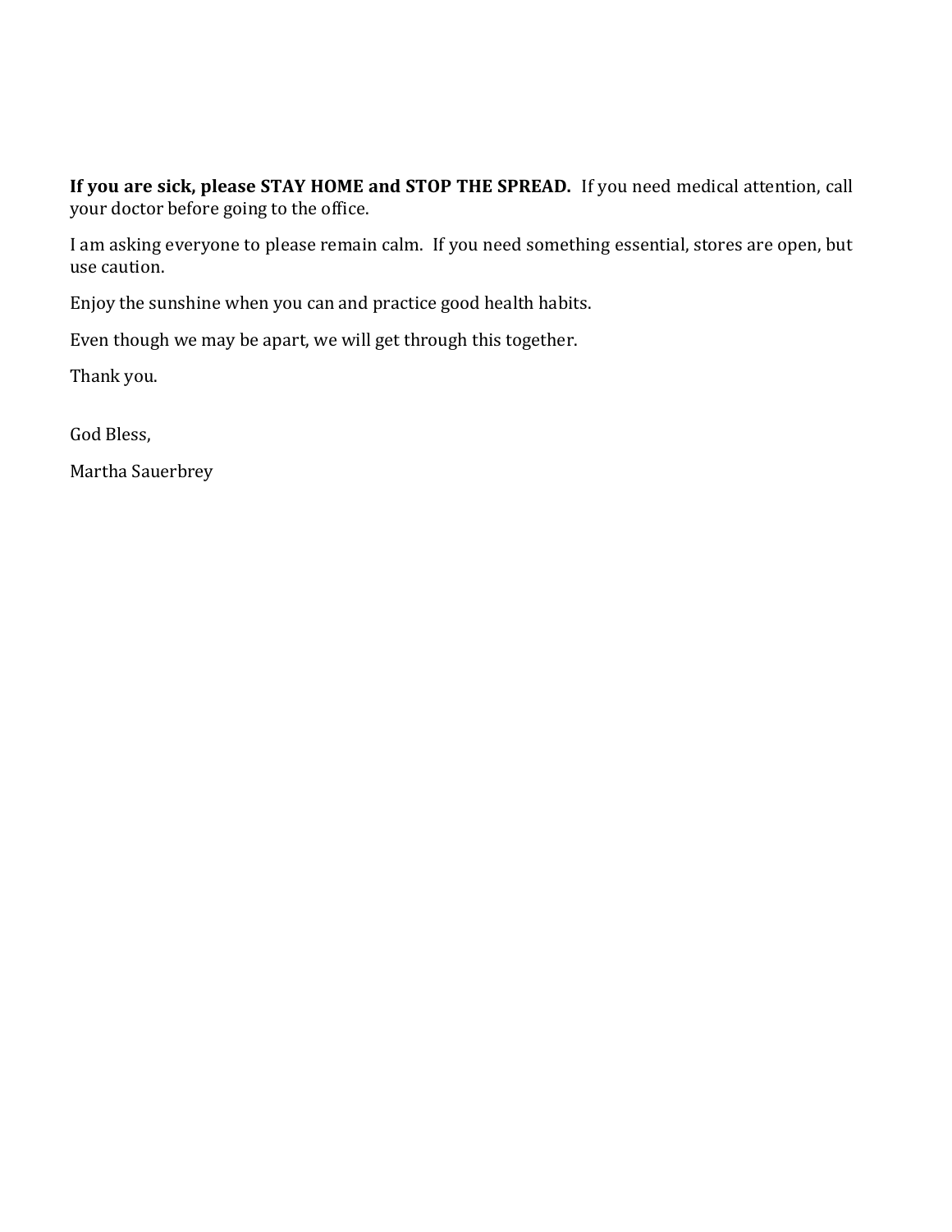**If you are sick, please STAY HOME and STOP THE SPREAD.** If you need medical attention, call your doctor before going to the office.

I am asking everyone to please remain calm. If you need something essential, stores are open, but use caution.

Enjoy the sunshine when you can and practice good health habits.

Even though we may be apart, we will get through this together.

Thank you.

God Bless,

Martha Sauerbrey